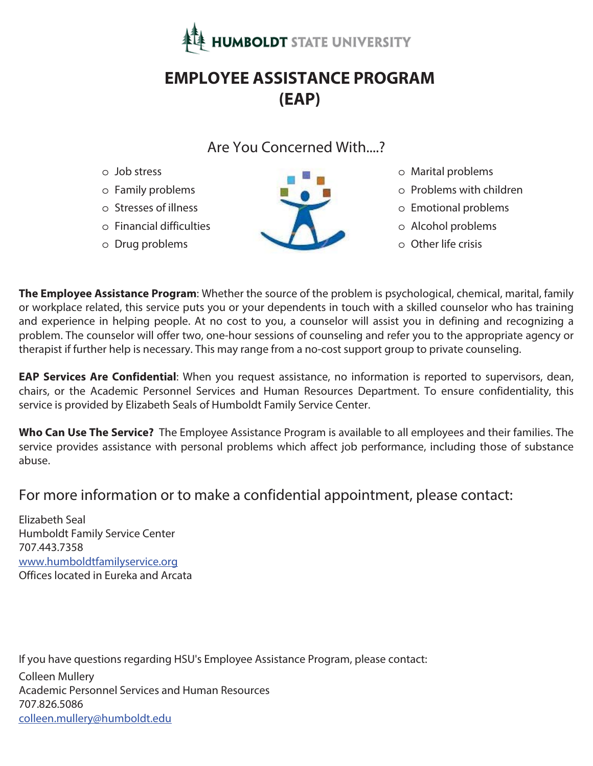HUMBOLDT STATE UNIVERSITY

# EMPLOYEE ASSISTANCE PROGRAM (EAP)

## Are You Concerned With....?

- Job stress
- Family problems
- Stresses of illness
- Financial difficulties
- Drug problems
- Marital problems
- Problems with children
- Emotional problems
- Alcohol problems
- Other life crisis

**The Employee Assistance Program**: Whether the source of the problem is psychological, chemical, marital, family or workplace related, this service puts you or your dependents in touch with a skilled counselor who has training and experience in helping people. At no cost to you, a counselor will assist you in defining and recognizing a problem. The counselor will offer two, one-hour sessions of counseling and refer you to the appropriate agency or therapist if further help is necessary. This may range from a no-cost support group to private counseling.

**EAP Services Are Confidential**: When you request assistance, no information is reported to supervisors, dean, chairs, or the Academic Personnel Services and Human Resources Department. To ensure confidentiality, this service is provided by Elizabeth Seals of Humboldt Family Service Center.

**Who Can Use The Service?** The Employee Assistance Program is available to all employees and their families. The service provides assistance with personal problems which affect job performance, including those of substance abuse.

## For more information or to make a confidential appointment, please contact:

Elizabeth Seal
Humboldt Family Service Center
707.443.7358
www.humboldtfamilyservice.org
Offices located in Eureka and Arcata

If you have questions regarding HSU's Employee Assistance Program, please contact:

Colleen Mullery
Academic Personnel Services and Human Resources
707.826.5086
colleen.mullery@humboldt.edu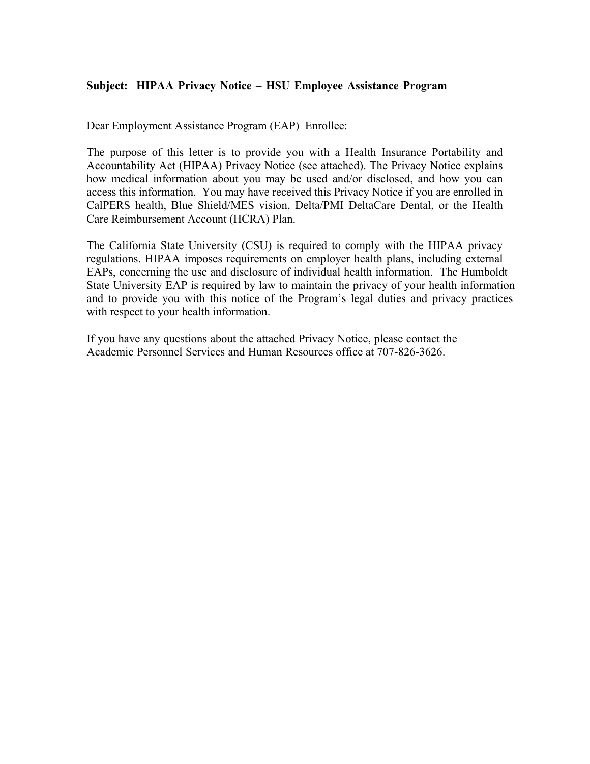**Subject: HIPAA Privacy Notice – HSU Employee Assistance Program**

Dear Employment Assistance Program (EAP) Enrollee:

The purpose of this letter is to provide you with a Health Insurance Portability and Accountability Act (HIPAA) Privacy Notice (see attached). The Privacy Notice explains how medical information about you may be used and/or disclosed, and how you can access this information. You may have received this Privacy Notice if you are enrolled in CalPERS health, Blue Shield/MES vision, Delta/PMI DeltaCare Dental, or the Health Care Reimbursement Account (HCRA) Plan.

The California State University (CSU) is required to comply with the HIPAA privacy regulations. HIPAA imposes requirements on employer health plans, including external EAPs, concerning the use and disclosure of individual health information. The Humboldt State University EAP is required by law to maintain the privacy of your health information and to provide you with this notice of the Program's legal duties and privacy practices with respect to your health information.

If you have any questions about the attached Privacy Notice, please contact the Academic Personnel Services and Human Resources office at 707-826-3626.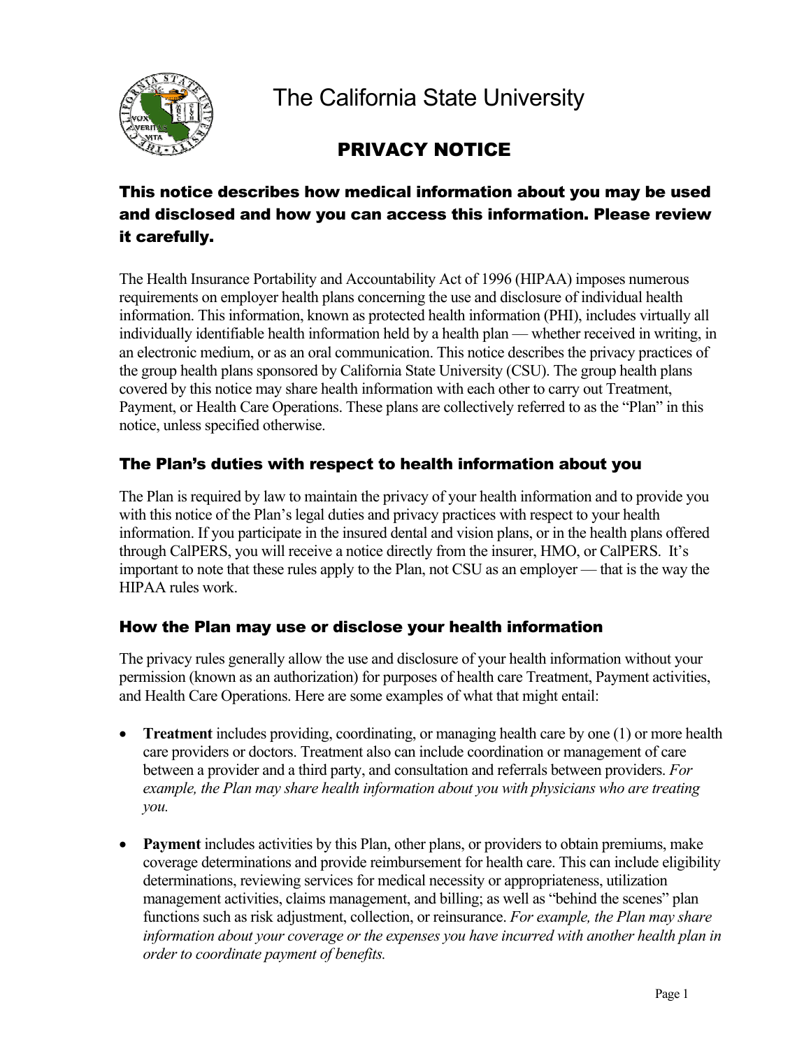# The California State University

## PRIVACY NOTICE

### This notice describes how medical information about you may be used and disclosed and how you can access this information. Please review it carefully.

The Health Insurance Portability and Accountability Act of 1996 (HIPAA) imposes numerous requirements on employer health plans concerning the use and disclosure of individual health information. This information, known as protected health information (PHI), includes virtually all individually identifiable health information held by a health plan — whether received in writing, in an electronic medium, or as an oral communication. This notice describes the privacy practices of the group health plans sponsored by California State University (CSU). The group health plans covered by this notice may share health information with each other to carry out Treatment, Payment, or Health Care Operations. These plans are collectively referred to as the "Plan" in this notice, unless specified otherwise.

### The Plan's duties with respect to health information about you

The Plan is required by law to maintain the privacy of your health information and to provide you with this notice of the Plan's legal duties and privacy practices with respect to your health information. If you participate in the insured dental and vision plans, or in the health plans offered through CalPERS, you will receive a notice directly from the insurer, HMO, or CalPERS. It's important to note that these rules apply to the Plan, not CSU as an employer — that is the way the HIPAA rules work.

### How the Plan may use or disclose your health information

The privacy rules generally allow the use and disclosure of your health information without your permission (known as an authorization) for purposes of health care Treatment, Payment activities, and Health Care Operations. Here are some examples of what that might entail:

- **Treatment** includes providing, coordinating, or managing health care by one (1) or more health care providers or doctors. Treatment also can include coordination or management of care between a provider and a third party, and consultation and referrals between providers. *For example, the Plan may share health information about you with physicians who are treating you.*

- **Payment** includes activities by this Plan, other plans, or providers to obtain premiums, make coverage determinations and provide reimbursement for health care. This can include eligibility determinations, reviewing services for medical necessity or appropriateness, utilization management activities, claims management, and billing; as well as "behind the scenes" plan functions such as risk adjustment, collection, or reinsurance. *For example, the Plan may share information about your coverage or the expenses you have incurred with another health plan in order to coordinate payment of benefits.*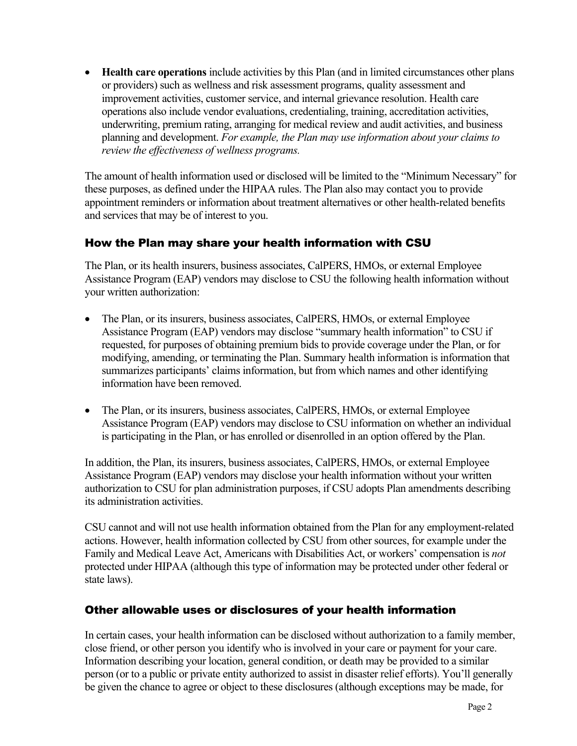- **Health care operations** include activities by this Plan (and in limited circumstances other plans or providers) such as wellness and risk assessment programs, quality assessment and improvement activities, customer service, and internal grievance resolution. Health care operations also include vendor evaluations, credentialing, training, accreditation activities, underwriting, premium rating, arranging for medical review and audit activities, and business planning and development. *For example, the Plan may use information about your claims to review the effectiveness of wellness programs.*

The amount of health information used or disclosed will be limited to the "Minimum Necessary" for these purposes, as defined under the HIPAA rules. The Plan also may contact you to provide appointment reminders or information about treatment alternatives or other health-related benefits and services that may be of interest to you.

## How the Plan may share your health information with CSU

The Plan, or its health insurers, business associates, CalPERS, HMOs, or external Employee Assistance Program (EAP) vendors may disclose to CSU the following health information without your written authorization:

- The Plan, or its insurers, business associates, CalPERS, HMOs, or external Employee Assistance Program (EAP) vendors may disclose "summary health information" to CSU if requested, for purposes of obtaining premium bids to provide coverage under the Plan, or for modifying, amending, or terminating the Plan. Summary health information is information that summarizes participants' claims information, but from which names and other identifying information have been removed.

- The Plan, or its insurers, business associates, CalPERS, HMOs, or external Employee Assistance Program (EAP) vendors may disclose to CSU information on whether an individual is participating in the Plan, or has enrolled or disenrolled in an option offered by the Plan.

In addition, the Plan, its insurers, business associates, CalPERS, HMOs, or external Employee Assistance Program (EAP) vendors may disclose your health information without your written authorization to CSU for plan administration purposes, if CSU adopts Plan amendments describing its administration activities.

CSU cannot and will not use health information obtained from the Plan for any employment-related actions. However, health information collected by CSU from other sources, for example under the Family and Medical Leave Act, Americans with Disabilities Act, or workers' compensation is *not* protected under HIPAA (although this type of information may be protected under other federal or state laws).

## Other allowable uses or disclosures of your health information

In certain cases, your health information can be disclosed without authorization to a family member, close friend, or other person you identify who is involved in your care or payment for your care. Information describing your location, general condition, or death may be provided to a similar person (or to a public or private entity authorized to assist in disaster relief efforts). You'll generally be given the chance to agree or object to these disclosures (although exceptions may be made, for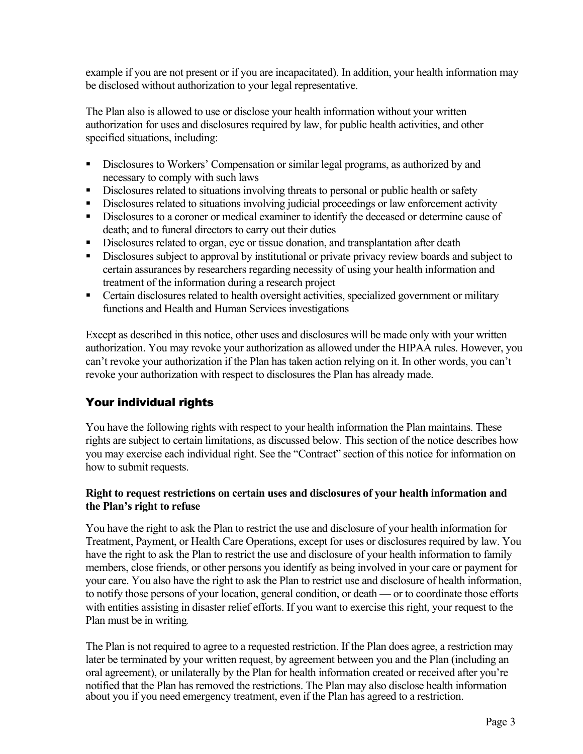example if you are not present or if you are incapacitated). In addition, your health information may be disclosed without authorization to your legal representative.

The Plan also is allowed to use or disclose your health information without your written authorization for uses and disclosures required by law, for public health activities, and other specified situations, including:

- Disclosures to Workers' Compensation or similar legal programs, as authorized by and necessary to comply with such laws
- Disclosures related to situations involving threats to personal or public health or safety
- Disclosures related to situations involving judicial proceedings or law enforcement activity
- Disclosures to a coroner or medical examiner to identify the deceased or determine cause of death; and to funeral directors to carry out their duties
- Disclosures related to organ, eye or tissue donation, and transplantation after death
- Disclosures subject to approval by institutional or private privacy review boards and subject to certain assurances by researchers regarding necessity of using your health information and treatment of the information during a research project
- Certain disclosures related to health oversight activities, specialized government or military functions and Health and Human Services investigations

Except as described in this notice, other uses and disclosures will be made only with your written authorization. You may revoke your authorization as allowed under the HIPAA rules. However, you can't revoke your authorization if the Plan has taken action relying on it. In other words, you can't revoke your authorization with respect to disclosures the Plan has already made.

## Your individual rights

You have the following rights with respect to your health information the Plan maintains. These rights are subject to certain limitations, as discussed below. This section of the notice describes how you may exercise each individual right. See the "Contract" section of this notice for information on how to submit requests.

**Right to request restrictions on certain uses and disclosures of your health information and the Plan's right to refuse**

You have the right to ask the Plan to restrict the use and disclosure of your health information for Treatment, Payment, or Health Care Operations, except for uses or disclosures required by law. You have the right to ask the Plan to restrict the use and disclosure of your health information to family members, close friends, or other persons you identify as being involved in your care or payment for your care. You also have the right to ask the Plan to restrict use and disclosure of health information, to notify those persons of your location, general condition, or death — or to coordinate those efforts with entities assisting in disaster relief efforts. If you want to exercise this right, your request to the Plan must be in writing.

The Plan is not required to agree to a requested restriction. If the Plan does agree, a restriction may later be terminated by your written request, by agreement between you and the Plan (including an oral agreement), or unilaterally by the Plan for health information created or received after you're notified that the Plan has removed the restrictions. The Plan may also disclose health information about you if you need emergency treatment, even if the Plan has agreed to a restriction.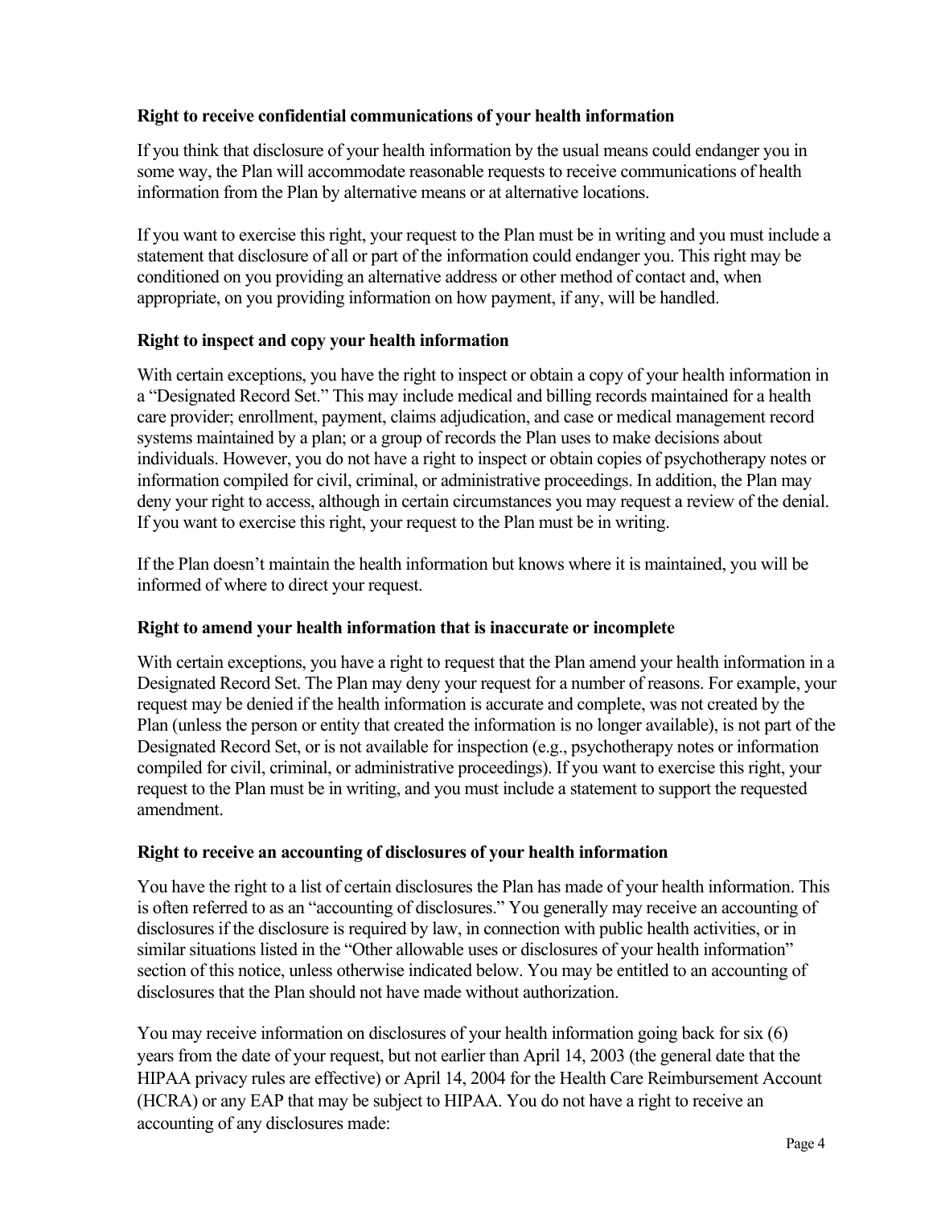**Right to receive confidential communications of your health information**

If you think that disclosure of your health information by the usual means could endanger you in some way, the Plan will accommodate reasonable requests to receive communications of health information from the Plan by alternative means or at alternative locations.

If you want to exercise this right, your request to the Plan must be in writing and you must include a statement that disclosure of all or part of the information could endanger you. This right may be conditioned on you providing an alternative address or other method of contact and, when appropriate, on you providing information on how payment, if any, will be handled.

**Right to inspect and copy your health information**

With certain exceptions, you have the right to inspect or obtain a copy of your health information in a "Designated Record Set." This may include medical and billing records maintained for a health care provider; enrollment, payment, claims adjudication, and case or medical management record systems maintained by a plan; or a group of records the Plan uses to make decisions about individuals. However, you do not have a right to inspect or obtain copies of psychotherapy notes or information compiled for civil, criminal, or administrative proceedings. In addition, the Plan may deny your right to access, although in certain circumstances you may request a review of the denial. If you want to exercise this right, your request to the Plan must be in writing.

If the Plan doesn't maintain the health information but knows where it is maintained, you will be informed of where to direct your request.

**Right to amend your health information that is inaccurate or incomplete**

With certain exceptions, you have a right to request that the Plan amend your health information in a Designated Record Set. The Plan may deny your request for a number of reasons. For example, your request may be denied if the health information is accurate and complete, was not created by the Plan (unless the person or entity that created the information is no longer available), is not part of the Designated Record Set, or is not available for inspection (e.g., psychotherapy notes or information compiled for civil, criminal, or administrative proceedings). If you want to exercise this right, your request to the Plan must be in writing, and you must include a statement to support the requested amendment.

**Right to receive an accounting of disclosures of your health information**

You have the right to a list of certain disclosures the Plan has made of your health information. This is often referred to as an "accounting of disclosures." You generally may receive an accounting of disclosures if the disclosure is required by law, in connection with public health activities, or in similar situations listed in the "Other allowable uses or disclosures of your health information" section of this notice, unless otherwise indicated below. You may be entitled to an accounting of disclosures that the Plan should not have made without authorization.

You may receive information on disclosures of your health information going back for six (6) years from the date of your request, but not earlier than April 14, 2003 (the general date that the HIPAA privacy rules are effective) or April 14, 2004 for the Health Care Reimbursement Account (HCRA) or any EAP that may be subject to HIPAA. You do not have a right to receive an accounting of any disclosures made: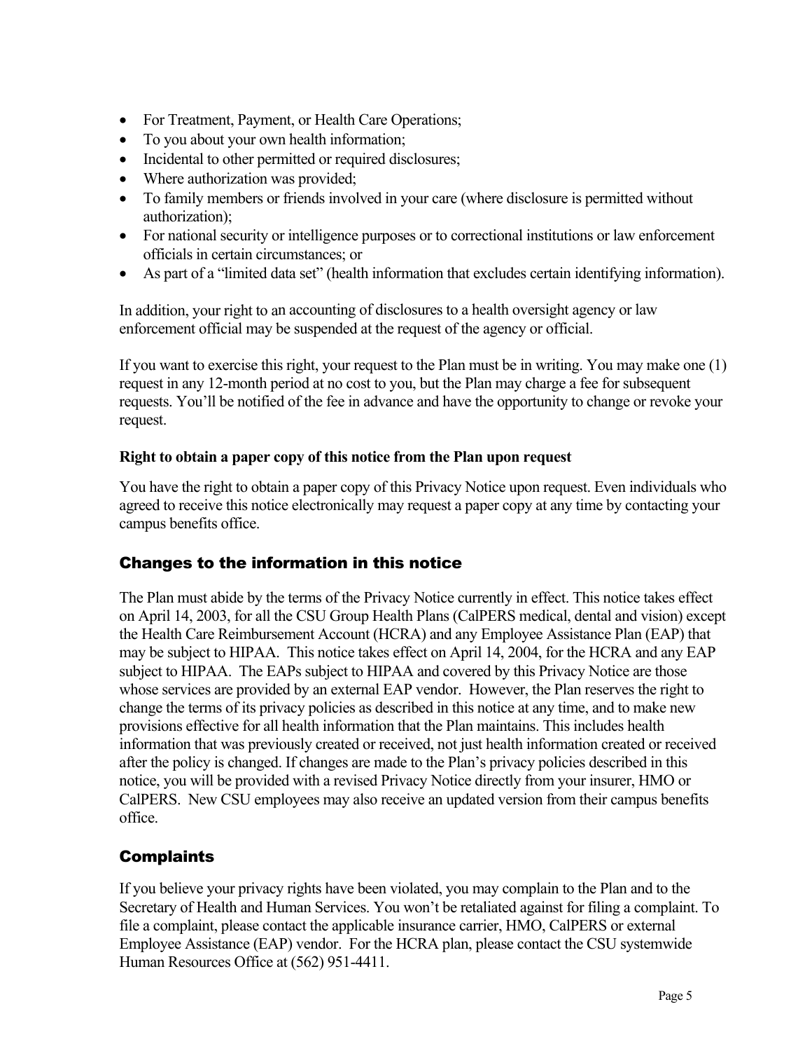- For Treatment, Payment, or Health Care Operations;
- To you about your own health information;
- Incidental to other permitted or required disclosures;
- Where authorization was provided;
- To family members or friends involved in your care (where disclosure is permitted without authorization);
- For national security or intelligence purposes or to correctional institutions or law enforcement officials in certain circumstances; or
- As part of a "limited data set" (health information that excludes certain identifying information).

In addition, your right to an accounting of disclosures to a health oversight agency or law enforcement official may be suspended at the request of the agency or official.

If you want to exercise this right, your request to the Plan must be in writing. You may make one (1) request in any 12-month period at no cost to you, but the Plan may charge a fee for subsequent requests. You'll be notified of the fee in advance and have the opportunity to change or revoke your request.

**Right to obtain a paper copy of this notice from the Plan upon request**

You have the right to obtain a paper copy of this Privacy Notice upon request. Even individuals who agreed to receive this notice electronically may request a paper copy at any time by contacting your campus benefits office.

## Changes to the information in this notice

The Plan must abide by the terms of the Privacy Notice currently in effect. This notice takes effect on April 14, 2003, for all the CSU Group Health Plans (CalPERS medical, dental and vision) except the Health Care Reimbursement Account (HCRA) and any Employee Assistance Plan (EAP) that may be subject to HIPAA. This notice takes effect on April 14, 2004, for the HCRA and any EAP subject to HIPAA. The EAPs subject to HIPAA and covered by this Privacy Notice are those whose services are provided by an external EAP vendor. However, the Plan reserves the right to change the terms of its privacy policies as described in this notice at any time, and to make new provisions effective for all health information that the Plan maintains. This includes health information that was previously created or received, not just health information created or received after the policy is changed. If changes are made to the Plan's privacy policies described in this notice, you will be provided with a revised Privacy Notice directly from your insurer, HMO or CalPERS. New CSU employees may also receive an updated version from their campus benefits office.

## Complaints

If you believe your privacy rights have been violated, you may complain to the Plan and to the Secretary of Health and Human Services. You won't be retaliated against for filing a complaint. To file a complaint, please contact the applicable insurance carrier, HMO, CalPERS or external Employee Assistance (EAP) vendor. For the HCRA plan, please contact the CSU systemwide Human Resources Office at (562) 951-4411.